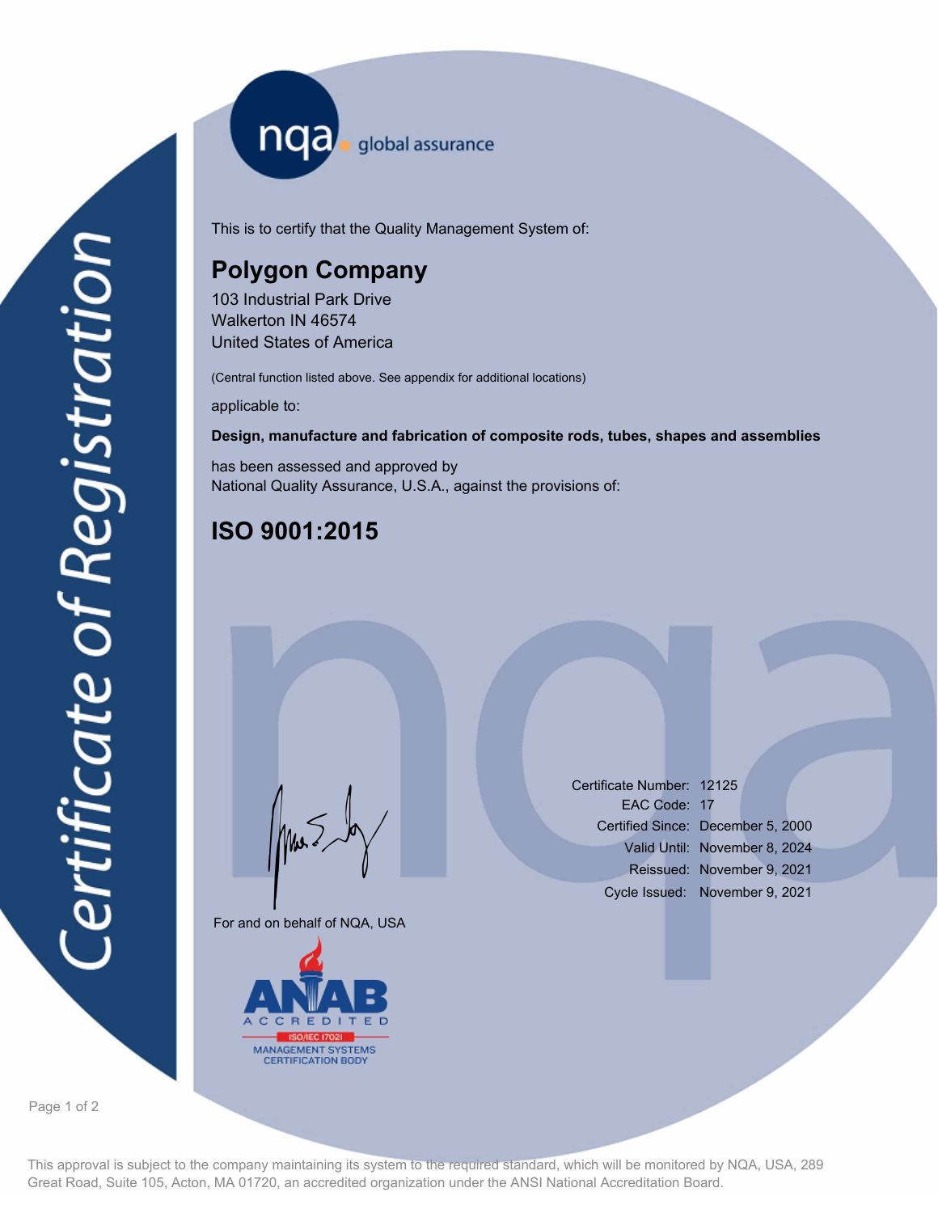Certificate of Registration

nqa global assurance

This is to certify that the Quality Management System of:

## Polygon Company

103 Industrial Park Drive
Walkerton IN 46574
United States of America

(Central function listed above. See appendix for additional locations)

applicable to:

**Design, manufacture and fabrication of composite rods, tubes, shapes and assemblies**

has been assessed and approved by
National Quality Assurance, U.S.A., against the provisions of:

# ISO 9001:2015

For and on behalf of NQA, USA

| | |
|---|---|
| Certificate Number: | 12125 |
| EAC Code: | 17 |
| Certified Since: | December 5, 2000 |
| Valid Until: | November 8, 2024 |
| Reissued: | November 9, 2021 |
| Cycle Issued: | November 9, 2021 |

ANAB ACCREDITED ISO/IEC 17021 MANAGEMENT SYSTEMS CERTIFICATION BODY

This approval is subject to the company maintaining its system to the required standard, which will be monitored by NQA, USA, 289 Great Road, Suite 105, Acton, MA 01720, an accredited organization under the ANSI National Accreditation Board.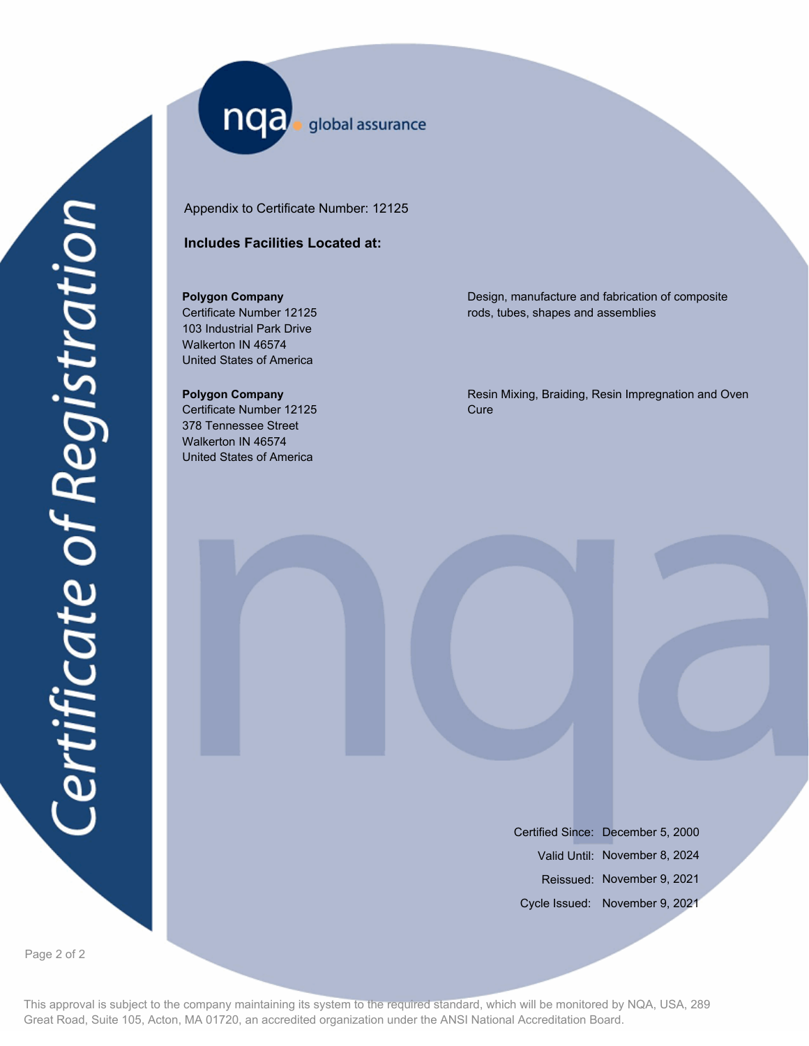nqa global assurance

Certificate of Registration

Appendix to Certificate Number: 12125

**Includes Facilities Located at:**

**Polygon Company**
Certificate Number 12125
103 Industrial Park Drive
Walkerton IN 46574
United States of America

Design, manufacture and fabrication of composite rods, tubes, shapes and assemblies

**Polygon Company**
Certificate Number 12125
378 Tennessee Street
Walkerton IN 46574
United States of America

Resin Mixing, Braiding, Resin Impregnation and Oven Cure

Certified Since: December 5, 2000
Valid Until: November 8, 2024
Reissued: November 9, 2021
Cycle Issued: November 9, 2021

This approval is subject to the company maintaining its system to the required standard, which will be monitored by NQA, USA, 289 Great Road, Suite 105, Acton, MA 01720, an accredited organization under the ANSI National Accreditation Board.